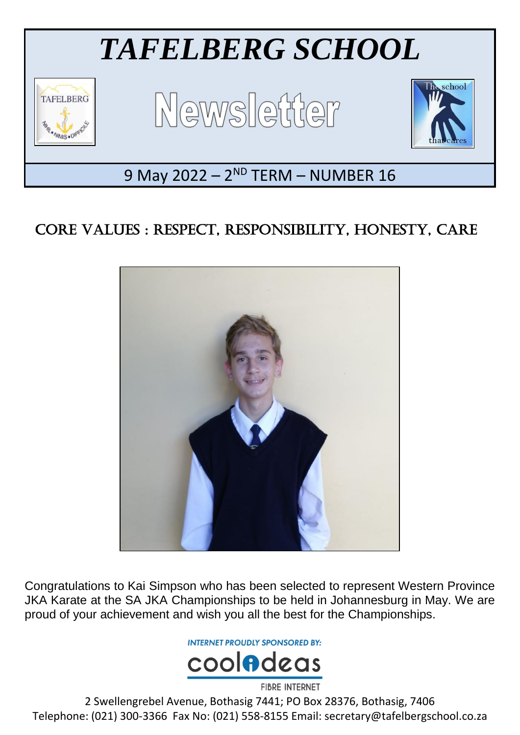# *TAFELBERG SCHOOL*

## Newsletter

9 May 2022 – 2ND TERM – NUMBER 16

## CORE VALUES : RESPECT, RESPONSIBILITY, HONESTY, CARE

Congratulations to Kai Simpson who has been selected to represent Western Province JKA Karate at the SA JKA Championships to be held in Johannesburg in May. We are proud of your achievement and wish you all the best for the Championships.

INTERNET PROUDLY SPONSORED BY:

coolideas

FIBRE INTERNET

2 Swellengrebel Avenue, Bothasig 7441; PO Box 28376, Bothasig, 7406

Telephone: (021) 300-3366 Fax No: (021) 558-8155 Email: secretary@tafelbergschool.co.za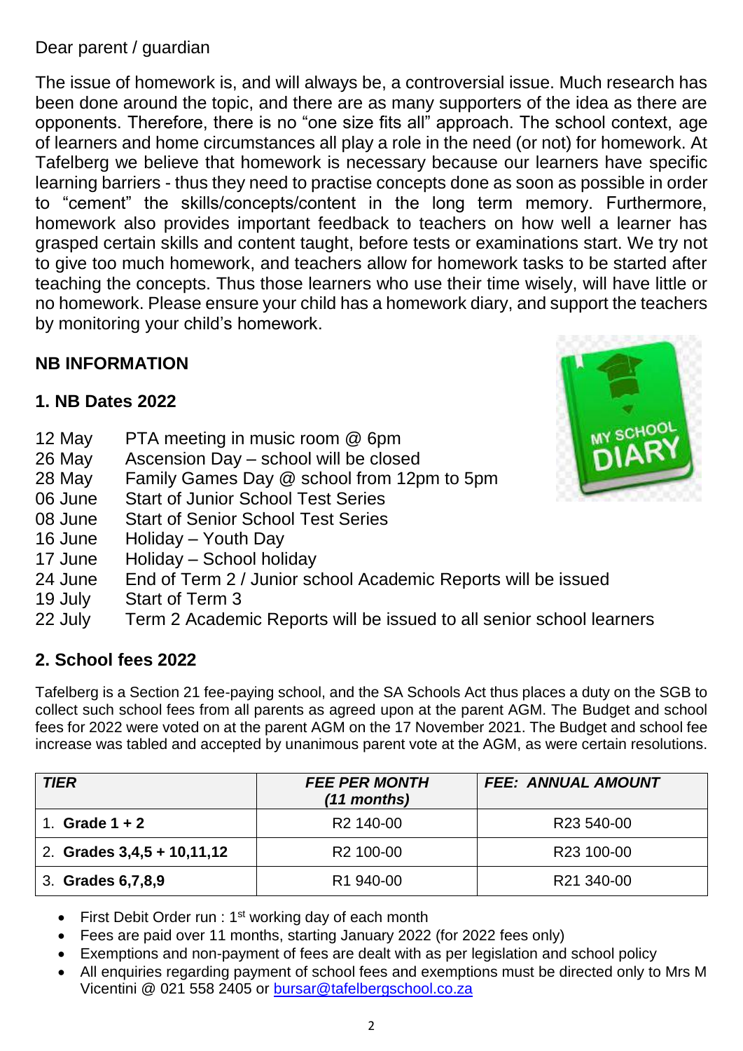Dear parent / guardian

The issue of homework is, and will always be, a controversial issue. Much research has been done around the topic, and there are as many supporters of the idea as there are opponents. Therefore, there is no "one size fits all" approach. The school context, age of learners and home circumstances all play a role in the need (or not) for homework. At Tafelberg we believe that homework is necessary because our learners have specific learning barriers - thus they need to practise concepts done as soon as possible in order to "cement" the skills/concepts/content in the long term memory. Furthermore, homework also provides important feedback to teachers on how well a learner has grasped certain skills and content taught, before tests or examinations start. We try not to give too much homework, and teachers allow for homework tasks to be started after teaching the concepts. Thus those learners who use their time wisely, will have little or no homework. Please ensure your child has a homework diary, and support the teachers by monitoring your child's homework.

## NB INFORMATION

### 1. NB Dates 2022

| | |
|---|---|
| 12 May | PTA meeting in music room @ 6pm |
| 26 May | Ascension Day – school will be closed |
| 28 May | Family Games Day @ school from 12pm to 5pm |
| 06 June | Start of Junior School Test Series |
| 08 June | Start of Senior School Test Series |
| 16 June | Holiday – Youth Day |
| 17 June | Holiday – School holiday |
| 24 June | End of Term 2 / Junior school Academic Reports will be issued |
| 19 July | Start of Term 3 |
| 22 July | Term 2 Academic Reports will be issued to all senior school learners |

### 2. School fees 2022

Tafelberg is a Section 21 fee-paying school, and the SA Schools Act thus places a duty on the SGB to collect such school fees from all parents as agreed upon at the parent AGM. The Budget and school fees for 2022 were voted on at the parent AGM on the 17 November 2021. The Budget and school fee increase was tabled and accepted by unanimous parent vote at the AGM, as were certain resolutions.

| *TIER* | *FEE PER MONTH (11 months)* | *FEE: ANNUAL AMOUNT* |
|---|---|---|
| 1. **Grade 1 + 2** | R2 140-00 | R23 540-00 |
| 2. **Grades 3,4,5 + 10,11,12** | R2 100-00 | R23 100-00 |
| 3. **Grades 6,7,8,9** | R1 940-00 | R21 340-00 |

- First Debit Order run : 1st working day of each month
- Fees are paid over 11 months, starting January 2022 (for 2022 fees only)
- Exemptions and non-payment of fees are dealt with as per legislation and school policy
- All enquiries regarding payment of school fees and exemptions must be directed only to Mrs M Vicentini @ 021 558 2405 or bursar@tafelbergschool.co.za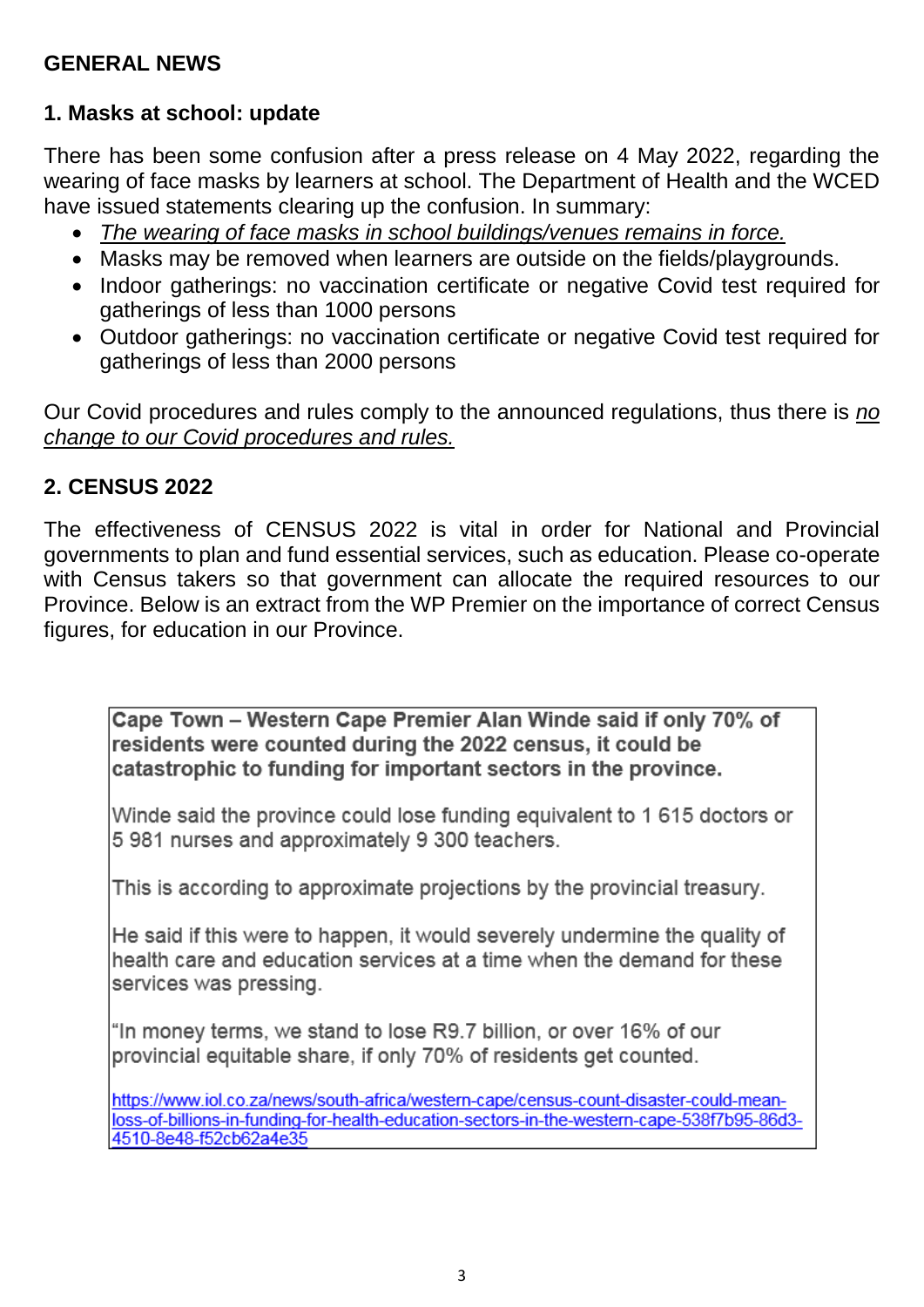## GENERAL NEWS

### 1. Masks at school: update

There has been some confusion after a press release on 4 May 2022, regarding the wearing of face masks by learners at school. The Department of Health and the WCED have issued statements clearing up the confusion. In summary:

- *The wearing of face masks in school buildings/venues remains in force.*
- Masks may be removed when learners are outside on the fields/playgrounds.
- Indoor gatherings: no vaccination certificate or negative Covid test required for gatherings of less than 1000 persons
- Outdoor gatherings: no vaccination certificate or negative Covid test required for gatherings of less than 2000 persons

Our Covid procedures and rules comply to the announced regulations, thus there is *no change to our Covid procedures and rules.*

### 2. CENSUS 2022

The effectiveness of CENSUS 2022 is vital in order for National and Provincial governments to plan and fund essential services, such as education. Please co-operate with Census takers so that government can allocate the required resources to our Province. Below is an extract from the WP Premier on the importance of correct Census figures, for education in our Province.

> **Cape Town – Western Cape Premier Alan Winde said if only 70% of residents were counted during the 2022 census, it could be catastrophic to funding for important sectors in the province.**
>
> Winde said the province could lose funding equivalent to 1 615 doctors or 5 981 nurses and approximately 9 300 teachers.
>
> This is according to approximate projections by the provincial treasury.
>
> He said if this were to happen, it would severely undermine the quality of health care and education services at a time when the demand for these services was pressing.
>
> "In money terms, we stand to lose R9.7 billion, or over 16% of our provincial equitable share, if only 70% of residents get counted.
>
> https://www.iol.co.za/news/south-africa/western-cape/census-count-disaster-could-mean-loss-of-billions-in-funding-for-health-education-sectors-in-the-western-cape-538f7b95-86d3-4510-8e48-f52cb62a4e35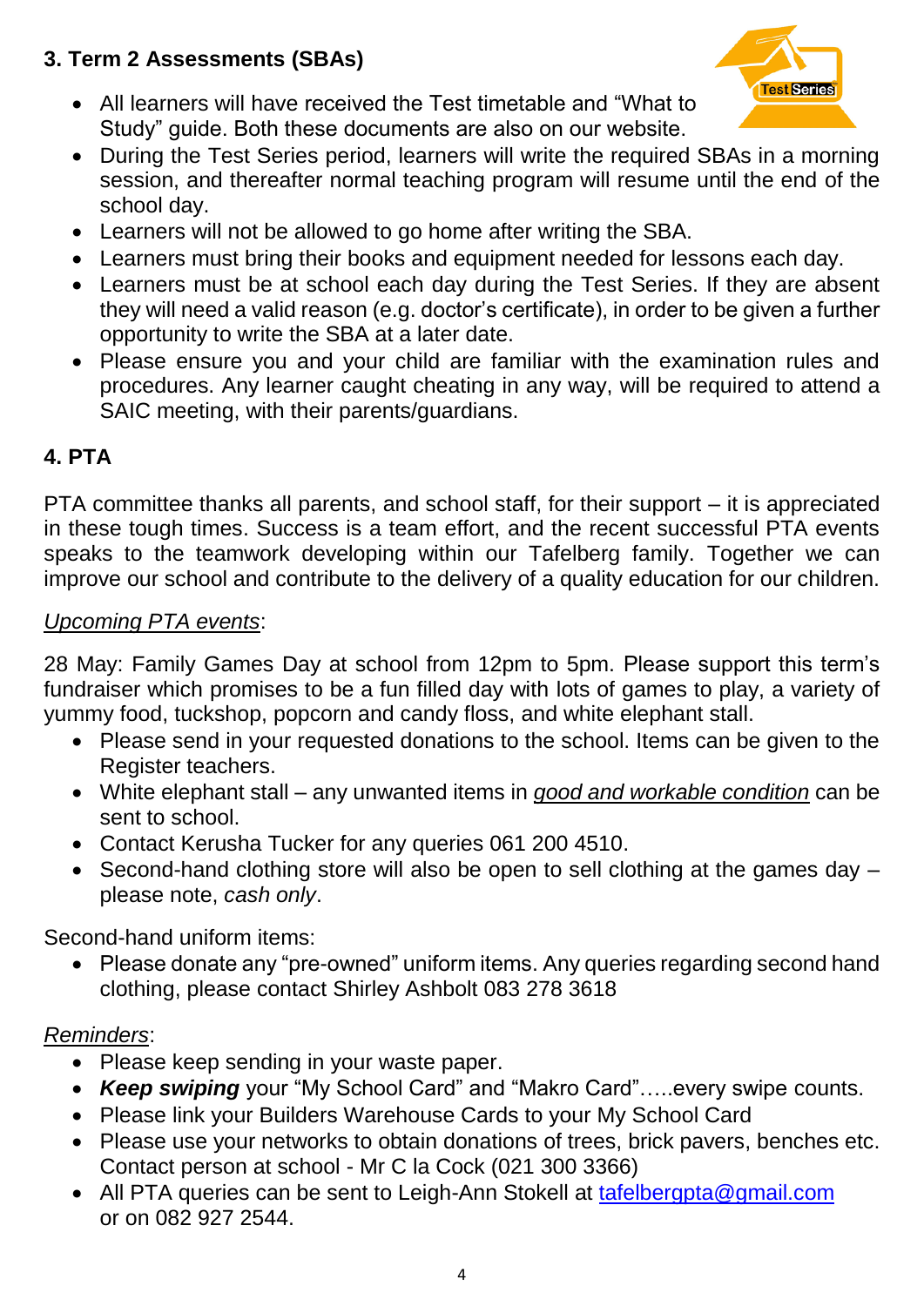### 3. Term 2 Assessments (SBAs)

- All learners will have received the Test timetable and "What to Study" guide. Both these documents are also on our website.
- During the Test Series period, learners will write the required SBAs in a morning session, and thereafter normal teaching program will resume until the end of the school day.
- Learners will not be allowed to go home after writing the SBA.
- Learners must bring their books and equipment needed for lessons each day.
- Learners must be at school each day during the Test Series. If they are absent they will need a valid reason (e.g. doctor's certificate), in order to be given a further opportunity to write the SBA at a later date.
- Please ensure you and your child are familiar with the examination rules and procedures. Any learner caught cheating in any way, will be required to attend a SAIC meeting, with their parents/guardians.

### 4. PTA

PTA committee thanks all parents, and school staff, for their support – it is appreciated in these tough times. Success is a team effort, and the recent successful PTA events speaks to the teamwork developing within our Tafelberg family. Together we can improve our school and contribute to the delivery of a quality education for our children.

<u>*Upcoming PTA events*</u>:

28 May: Family Games Day at school from 12pm to 5pm. Please support this term's fundraiser which promises to be a fun filled day with lots of games to play, a variety of yummy food, tuckshop, popcorn and candy floss, and white elephant stall.

- Please send in your requested donations to the school. Items can be given to the Register teachers.
- White elephant stall – any unwanted items in <u>*good and workable condition*</u> can be sent to school.
- Contact Kerusha Tucker for any queries 061 200 4510.
- Second-hand clothing store will also be open to sell clothing at the games day – please note, *cash only*.

Second-hand uniform items:

- Please donate any "pre-owned" uniform items. Any queries regarding second hand clothing, please contact Shirley Ashbolt 083 278 3618

<u>*Reminders*</u>:

- Please keep sending in your waste paper.
- ***Keep swiping*** your "My School Card" and "Makro Card"…..every swipe counts.
- Please link your Builders Warehouse Cards to your My School Card
- Please use your networks to obtain donations of trees, brick pavers, benches etc. Contact person at school - Mr C la Cock (021 300 3366)
- All PTA queries can be sent to Leigh-Ann Stokell at tafelbergpta@gmail.com or on 082 927 2544.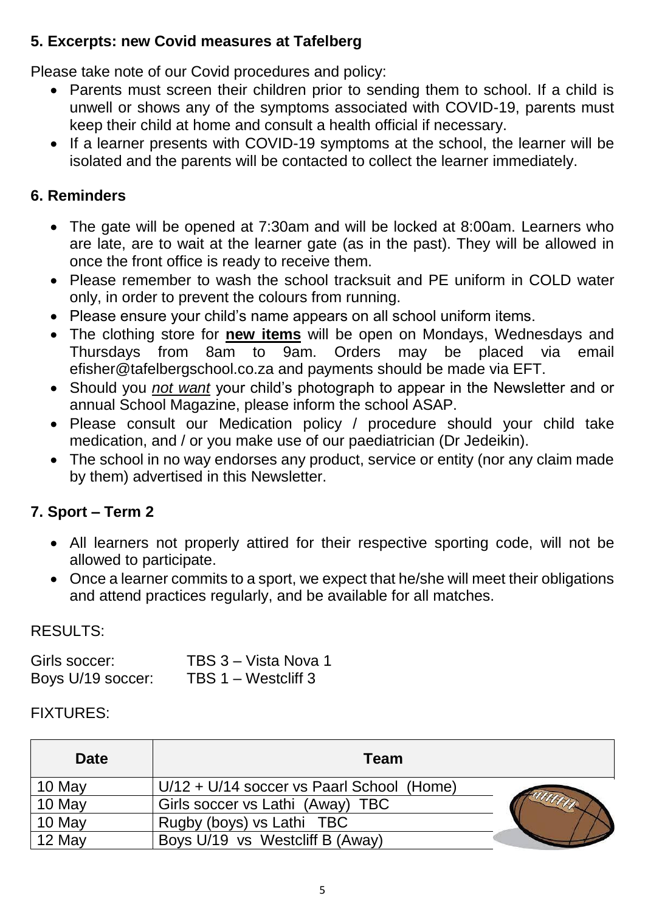## 5. Excerpts: new Covid measures at Tafelberg

Please take note of our Covid procedures and policy:

- Parents must screen their children prior to sending them to school. If a child is unwell or shows any of the symptoms associated with COVID-19, parents must keep their child at home and consult a health official if necessary.
- If a learner presents with COVID-19 symptoms at the school, the learner will be isolated and the parents will be contacted to collect the learner immediately.

## 6. Reminders

- The gate will be opened at 7:30am and will be locked at 8:00am. Learners who are late, are to wait at the learner gate (as in the past). They will be allowed in once the front office is ready to receive them.
- Please remember to wash the school tracksuit and PE uniform in COLD water only, in order to prevent the colours from running.
- Please ensure your child's name appears on all school uniform items.
- The clothing store for **new items** will be open on Mondays, Wednesdays and Thursdays from 8am to 9am. Orders may be placed via email efisher@tafelbergschool.co.za and payments should be made via EFT.
- Should you *not want* your child's photograph to appear in the Newsletter and or annual School Magazine, please inform the school ASAP.
- Please consult our Medication policy / procedure should your child take medication, and / or you make use of our paediatrician (Dr Jedeikin).
- The school in no way endorses any product, service or entity (nor any claim made by them) advertised in this Newsletter.

## 7. Sport – Term 2

- All learners not properly attired for their respective sporting code, will not be allowed to participate.
- Once a learner commits to a sport, we expect that he/she will meet their obligations and attend practices regularly, and be available for all matches.

RESULTS:

Girls soccer: TBS 3 – Vista Nova 1
Boys U/19 soccer: TBS 1 – Westcliff 3

FIXTURES:

| Date | Team |
|---|---|
| 10 May | U/12 + U/14 soccer vs Paarl School (Home) |
| 10 May | Girls soccer vs Lathi (Away) TBC |
| 10 May | Rugby (boys) vs Lathi TBC |
| 12 May | Boys U/19 vs Westcliff B (Away) |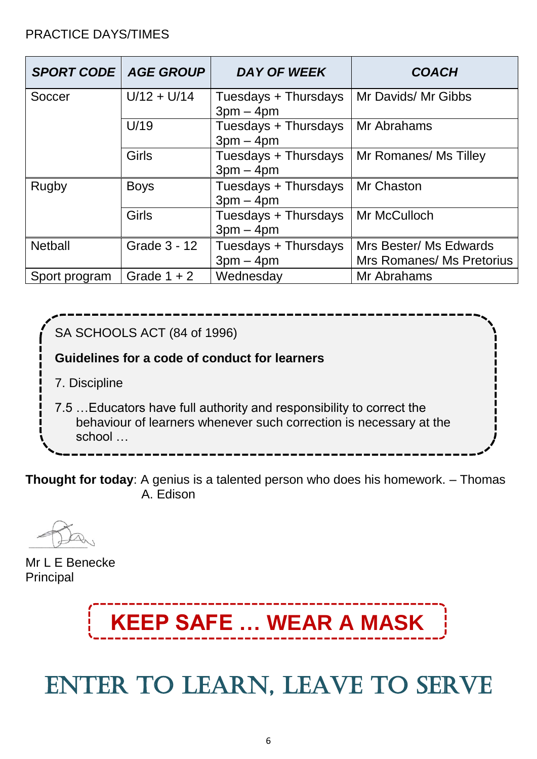PRACTICE DAYS/TIMES

| SPORT CODE | AGE GROUP | DAY OF WEEK | COACH |
|---|---|---|---|
| Soccer | U/12 + U/14 | Tuesdays + Thursdays 3pm – 4pm | Mr Davids/ Mr Gibbs |
| | U/19 | Tuesdays + Thursdays 3pm – 4pm | Mr Abrahams |
| | Girls | Tuesdays + Thursdays 3pm – 4pm | Mr Romanes/ Ms Tilley |
| Rugby | Boys | Tuesdays + Thursdays 3pm – 4pm | Mr Chaston |
| | Girls | Tuesdays + Thursdays 3pm – 4pm | Mr McCulloch |
| Netball | Grade 3 - 12 | Tuesdays + Thursdays 3pm – 4pm | Mrs Bester/ Ms Edwards Mrs Romanes/ Ms Pretorius |
| Sport program | Grade 1 + 2 | Wednesday | Mr Abrahams |

SA SCHOOLS ACT (84 of 1996)

**Guidelines for a code of conduct for learners**

7. Discipline

7.5 …Educators have full authority and responsibility to correct the behaviour of learners whenever such correction is necessary at the school …

**Thought for today**: A genius is a talented person who does his homework. – Thomas A. Edison

Mr L E Benecke
Principal

**KEEP SAFE … WEAR A MASK**

# ENTER TO LEARN, LEAVE TO SERVE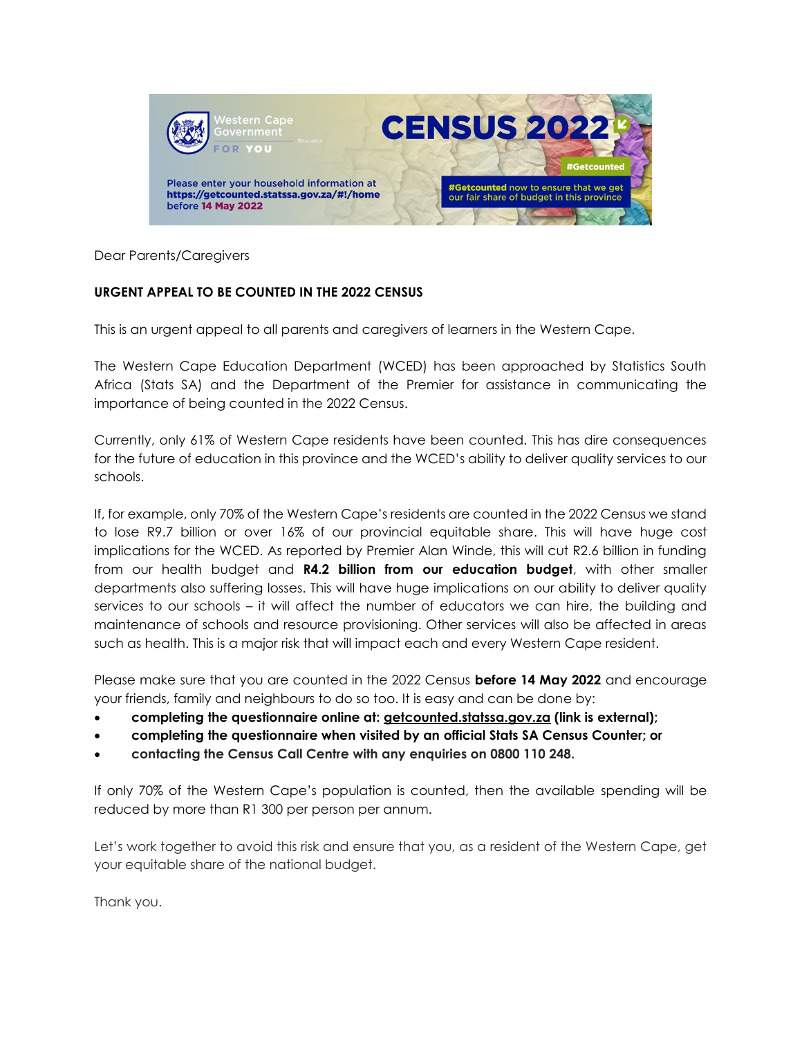Western Cape Government

FOR YOU

Education

# CENSUS 2022

#Getcounted

Please enter your household information at **https://getcounted.statssa.gov.za/#!/home** before **14 May 2022**

**#Getcounted** now to ensure that we get our fair share of budget in this province

Dear Parents/Caregivers

**URGENT APPEAL TO BE COUNTED IN THE 2022 CENSUS**

This is an urgent appeal to all parents and caregivers of learners in the Western Cape.

The Western Cape Education Department (WCED) has been approached by Statistics South Africa (Stats SA) and the Department of the Premier for assistance in communicating the importance of being counted in the 2022 Census.

Currently, only 61% of Western Cape residents have been counted. This has dire consequences for the future of education in this province and the WCED's ability to deliver quality services to our schools.

If, for example, only 70% of the Western Cape's residents are counted in the 2022 Census we stand to lose R9.7 billion or over 16% of our provincial equitable share. This will have huge cost implications for the WCED. As reported by Premier Alan Winde, this will cut R2.6 billion in funding from our health budget and **R4.2 billion from our education budget**, with other smaller departments also suffering losses. This will have huge implications on our ability to deliver quality services to our schools – it will affect the number of educators we can hire, the building and maintenance of schools and resource provisioning. Other services will also be affected in areas such as health. This is a major risk that will impact each and every Western Cape resident.

Please make sure that you are counted in the 2022 Census **before 14 May 2022** and encourage your friends, family and neighbours to do so too. It is easy and can be done by:

- **completing the questionnaire online at: getcounted.statssa.gov.za (link is external);**
- **completing the questionnaire when visited by an official Stats SA Census Counter; or**
- **contacting the Census Call Centre with any enquiries on 0800 110 248.**

If only 70% of the Western Cape's population is counted, then the available spending will be reduced by more than R1 300 per person per annum.

Let's work together to avoid this risk and ensure that you, as a resident of the Western Cape, get your equitable share of the national budget.

Thank you.